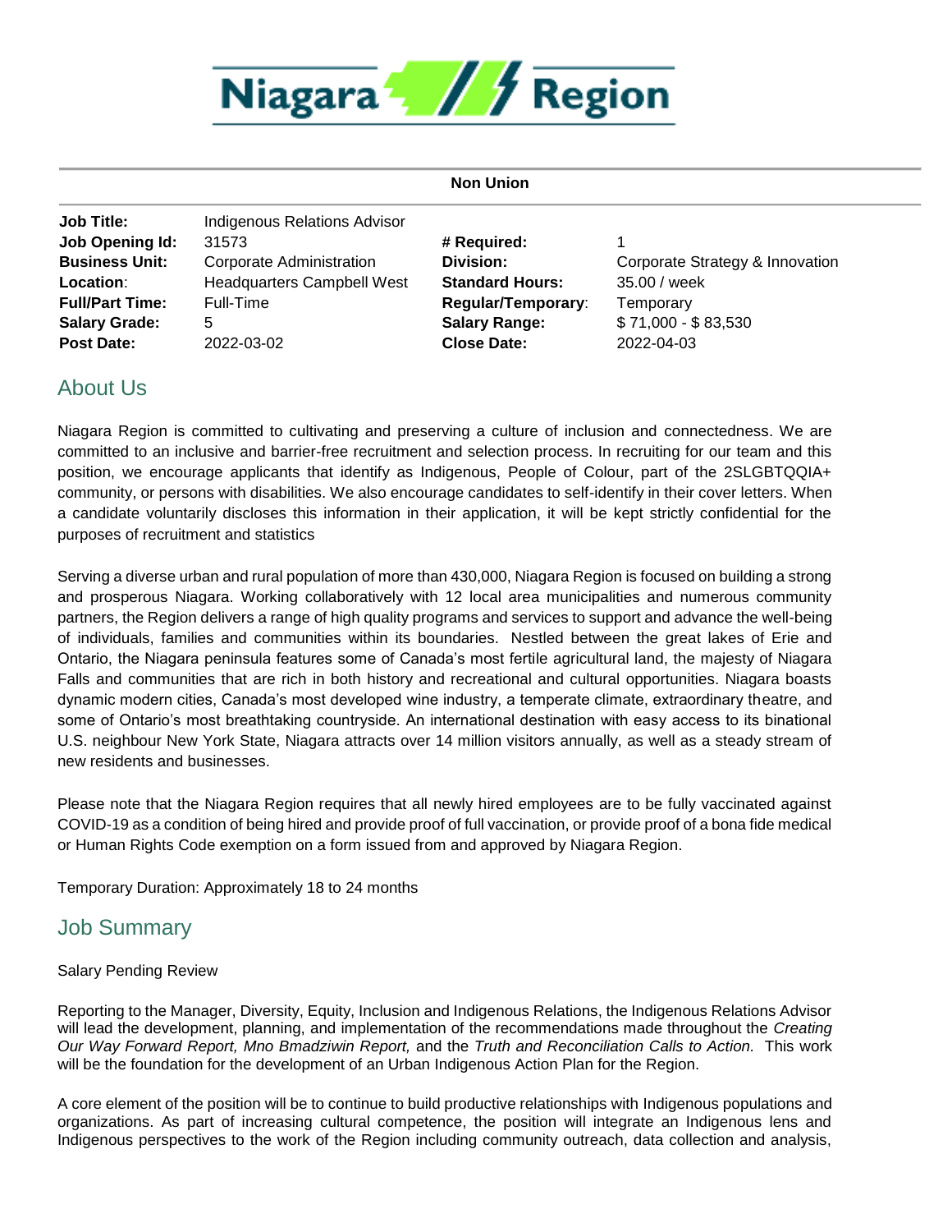# Niagara Region

**Non Union**

| | | | |
|---|---|---|---|
| **Job Title:** | Indigenous Relations Advisor | | |
| **Job Opening Id:** | 31573 | **# Required:** | 1 |
| **Business Unit:** | Corporate Administration | **Division:** | Corporate Strategy & Innovation |
| **Location:** | Headquarters Campbell West | **Standard Hours:** | 35.00 / week |
| **Full/Part Time:** | Full-Time | **Regular/Temporary:** | Temporary |
| **Salary Grade:** | 5 | **Salary Range:** | $ 71,000 - $ 83,530 |
| **Post Date:** | 2022-03-02 | **Close Date:** | 2022-04-03 |

## About Us

Niagara Region is committed to cultivating and preserving a culture of inclusion and connectedness. We are committed to an inclusive and barrier-free recruitment and selection process. In recruiting for our team and this position, we encourage applicants that identify as Indigenous, People of Colour, part of the 2SLGBTQQIA+ community, or persons with disabilities. We also encourage candidates to self-identify in their cover letters. When a candidate voluntarily discloses this information in their application, it will be kept strictly confidential for the purposes of recruitment and statistics

Serving a diverse urban and rural population of more than 430,000, Niagara Region is focused on building a strong and prosperous Niagara. Working collaboratively with 12 local area municipalities and numerous community partners, the Region delivers a range of high quality programs and services to support and advance the well-being of individuals, families and communities within its boundaries. Nestled between the great lakes of Erie and Ontario, the Niagara peninsula features some of Canada's most fertile agricultural land, the majesty of Niagara Falls and communities that are rich in both history and recreational and cultural opportunities. Niagara boasts dynamic modern cities, Canada's most developed wine industry, a temperate climate, extraordinary theatre, and some of Ontario's most breathtaking countryside. An international destination with easy access to its binational U.S. neighbour New York State, Niagara attracts over 14 million visitors annually, as well as a steady stream of new residents and businesses.

Please note that the Niagara Region requires that all newly hired employees are to be fully vaccinated against COVID-19 as a condition of being hired and provide proof of full vaccination, or provide proof of a bona fide medical or Human Rights Code exemption on a form issued from and approved by Niagara Region.

Temporary Duration: Approximately 18 to 24 months

## Job Summary

Salary Pending Review

Reporting to the Manager, Diversity, Equity, Inclusion and Indigenous Relations, the Indigenous Relations Advisor will lead the development, planning, and implementation of the recommendations made throughout the *Creating Our Way Forward Report, Mno Bmadziwin Report,* and the *Truth and Reconciliation Calls to Action.* This work will be the foundation for the development of an Urban Indigenous Action Plan for the Region.

A core element of the position will be to continue to build productive relationships with Indigenous populations and organizations. As part of increasing cultural competence, the position will integrate an Indigenous lens and Indigenous perspectives to the work of the Region including community outreach, data collection and analysis,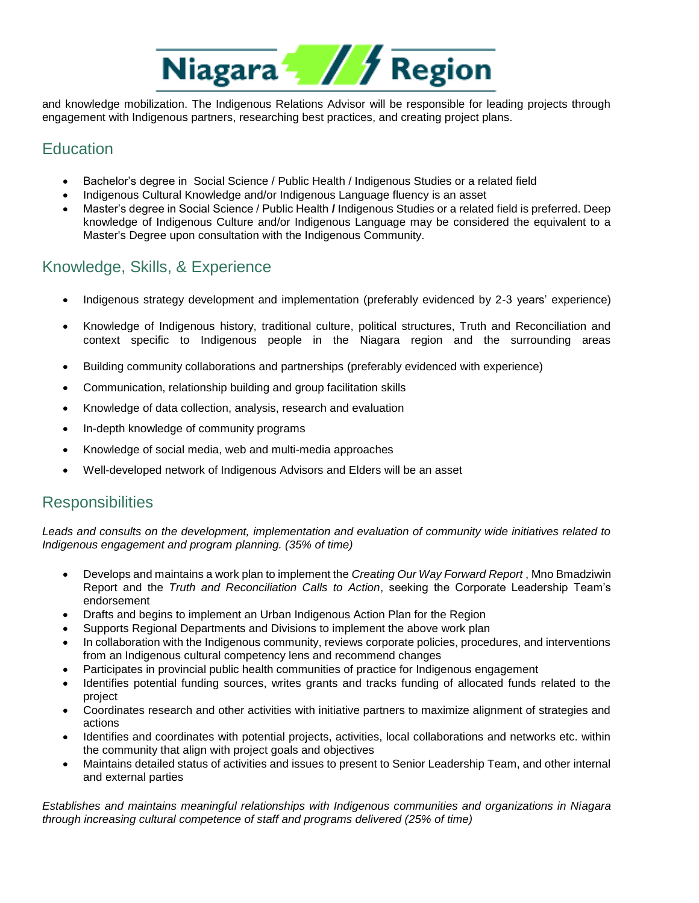and knowledge mobilization. The Indigenous Relations Advisor will be responsible for leading projects through engagement with Indigenous partners, researching best practices, and creating project plans.

## Education

- Bachelor's degree in Social Science / Public Health / Indigenous Studies or a related field
- Indigenous Cultural Knowledge and/or Indigenous Language fluency is an asset
- Master's degree in Social Science / Public Health **/** Indigenous Studies or a related field is preferred. Deep knowledge of Indigenous Culture and/or Indigenous Language may be considered the equivalent to a Master's Degree upon consultation with the Indigenous Community.

## Knowledge, Skills, & Experience

- Indigenous strategy development and implementation (preferably evidenced by 2-3 years' experience)
- Knowledge of Indigenous history, traditional culture, political structures, Truth and Reconciliation and context specific to Indigenous people in the Niagara region and the surrounding areas
- Building community collaborations and partnerships (preferably evidenced with experience)
- Communication, relationship building and group facilitation skills
- Knowledge of data collection, analysis, research and evaluation
- In-depth knowledge of community programs
- Knowledge of social media, web and multi-media approaches
- Well-developed network of Indigenous Advisors and Elders will be an asset

## Responsibilities

*Leads and consults on the development, implementation and evaluation of community wide initiatives related to Indigenous engagement and program planning. (35% of time)*

- Develops and maintains a work plan to implement the *Creating Our Way Forward Report* , Mno Bmadziwin Report and the *Truth and Reconciliation Calls to Action*, seeking the Corporate Leadership Team's endorsement
- Drafts and begins to implement an Urban Indigenous Action Plan for the Region
- Supports Regional Departments and Divisions to implement the above work plan
- In collaboration with the Indigenous community, reviews corporate policies, procedures, and interventions from an Indigenous cultural competency lens and recommend changes
- Participates in provincial public health communities of practice for Indigenous engagement
- Identifies potential funding sources, writes grants and tracks funding of allocated funds related to the project
- Coordinates research and other activities with initiative partners to maximize alignment of strategies and actions
- Identifies and coordinates with potential projects, activities, local collaborations and networks etc. within the community that align with project goals and objectives
- Maintains detailed status of activities and issues to present to Senior Leadership Team, and other internal and external parties

*Establishes and maintains meaningful relationships with Indigenous communities and organizations in Niagara through increasing cultural competence of staff and programs delivered (25% of time)*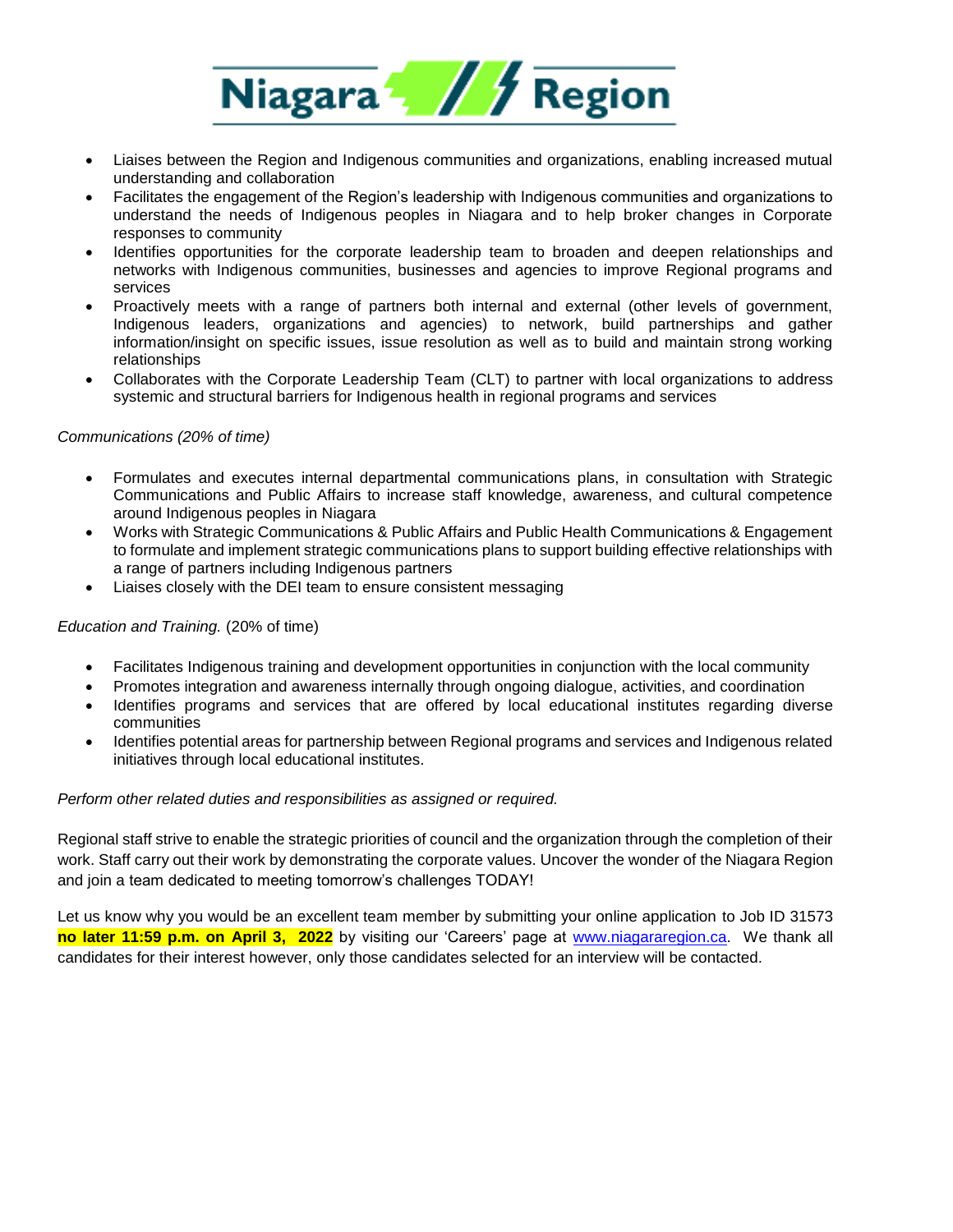- Liaises between the Region and Indigenous communities and organizations, enabling increased mutual understanding and collaboration
- Facilitates the engagement of the Region's leadership with Indigenous communities and organizations to understand the needs of Indigenous peoples in Niagara and to help broker changes in Corporate responses to community
- Identifies opportunities for the corporate leadership team to broaden and deepen relationships and networks with Indigenous communities, businesses and agencies to improve Regional programs and services
- Proactively meets with a range of partners both internal and external (other levels of government, Indigenous leaders, organizations and agencies) to network, build partnerships and gather information/insight on specific issues, issue resolution as well as to build and maintain strong working relationships
- Collaborates with the Corporate Leadership Team (CLT) to partner with local organizations to address systemic and structural barriers for Indigenous health in regional programs and services

*Communications (20% of time)*

- Formulates and executes internal departmental communications plans, in consultation with Strategic Communications and Public Affairs to increase staff knowledge, awareness, and cultural competence around Indigenous peoples in Niagara
- Works with Strategic Communications & Public Affairs and Public Health Communications & Engagement to formulate and implement strategic communications plans to support building effective relationships with a range of partners including Indigenous partners
- Liaises closely with the DEI team to ensure consistent messaging

*Education and Training.* (20% of time)

- Facilitates Indigenous training and development opportunities in conjunction with the local community
- Promotes integration and awareness internally through ongoing dialogue, activities, and coordination
- Identifies programs and services that are offered by local educational institutes regarding diverse communities
- Identifies potential areas for partnership between Regional programs and services and Indigenous related initiatives through local educational institutes.

*Perform other related duties and responsibilities as assigned or required.*

Regional staff strive to enable the strategic priorities of council and the organization through the completion of their work. Staff carry out their work by demonstrating the corporate values. Uncover the wonder of the Niagara Region and join a team dedicated to meeting tomorrow's challenges TODAY!

Let us know why you would be an excellent team member by submitting your online application to Job ID 31573 **no later 11:59 p.m. on April 3, 2022** by visiting our 'Careers' page at www.niagararegion.ca. We thank all candidates for their interest however, only those candidates selected for an interview will be contacted.